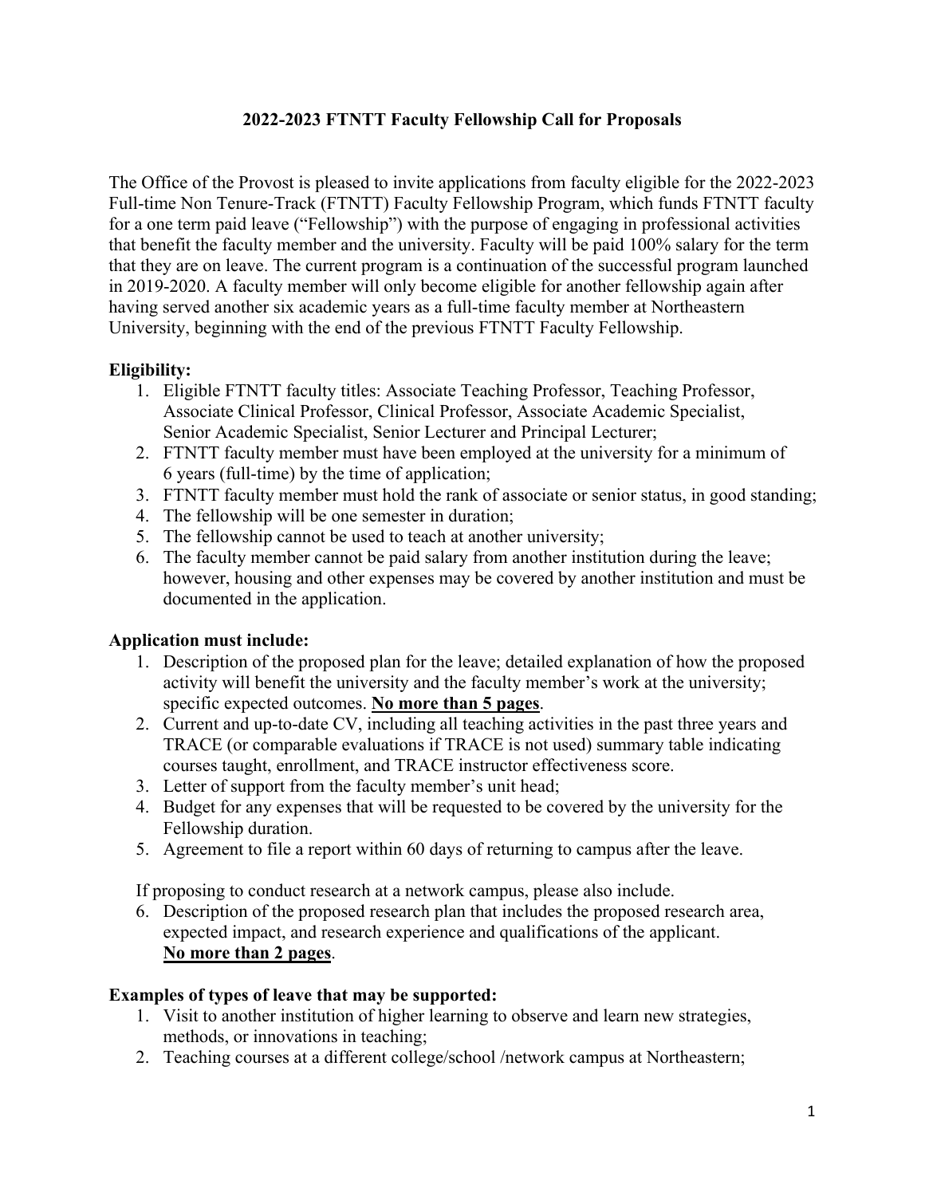# 2022-2023 FTNTT Faculty Fellowship Call for Proposals

The Office of the Provost is pleased to invite applications from faculty eligible for the 2022-2023 Full-time Non Tenure-Track (FTNTT) Faculty Fellowship Program, which funds FTNTT faculty for a one term paid leave ("Fellowship") with the purpose of engaging in professional activities that benefit the faculty member and the university. Faculty will be paid 100% salary for the term that they are on leave. The current program is a continuation of the successful program launched in 2019-2020. A faculty member will only become eligible for another fellowship again after having served another six academic years as a full-time faculty member at Northeastern University, beginning with the end of the previous FTNTT Faculty Fellowship.

**Eligibility:**

1. Eligible FTNTT faculty titles: Associate Teaching Professor, Teaching Professor, Associate Clinical Professor, Clinical Professor, Associate Academic Specialist, Senior Academic Specialist, Senior Lecturer and Principal Lecturer;
2. FTNTT faculty member must have been employed at the university for a minimum of 6 years (full-time) by the time of application;
3. FTNTT faculty member must hold the rank of associate or senior status, in good standing;
4. The fellowship will be one semester in duration;
5. The fellowship cannot be used to teach at another university;
6. The faculty member cannot be paid salary from another institution during the leave; however, housing and other expenses may be covered by another institution and must be documented in the application.

**Application must include:**

1. Description of the proposed plan for the leave; detailed explanation of how the proposed activity will benefit the university and the faculty member's work at the university; specific expected outcomes. **<u>No more than 5 pages</u>**.
2. Current and up-to-date CV, including all teaching activities in the past three years and TRACE (or comparable evaluations if TRACE is not used) summary table indicating courses taught, enrollment, and TRACE instructor effectiveness score.
3. Letter of support from the faculty member's unit head;
4. Budget for any expenses that will be requested to be covered by the university for the Fellowship duration.
5. Agreement to file a report within 60 days of returning to campus after the leave.

If proposing to conduct research at a network campus, please also include.

6. Description of the proposed research plan that includes the proposed research area, expected impact, and research experience and qualifications of the applicant. **<u>No more than 2 pages</u>**.

**Examples of types of leave that may be supported:**

1. Visit to another institution of higher learning to observe and learn new strategies, methods, or innovations in teaching;
2. Teaching courses at a different college/school /network campus at Northeastern;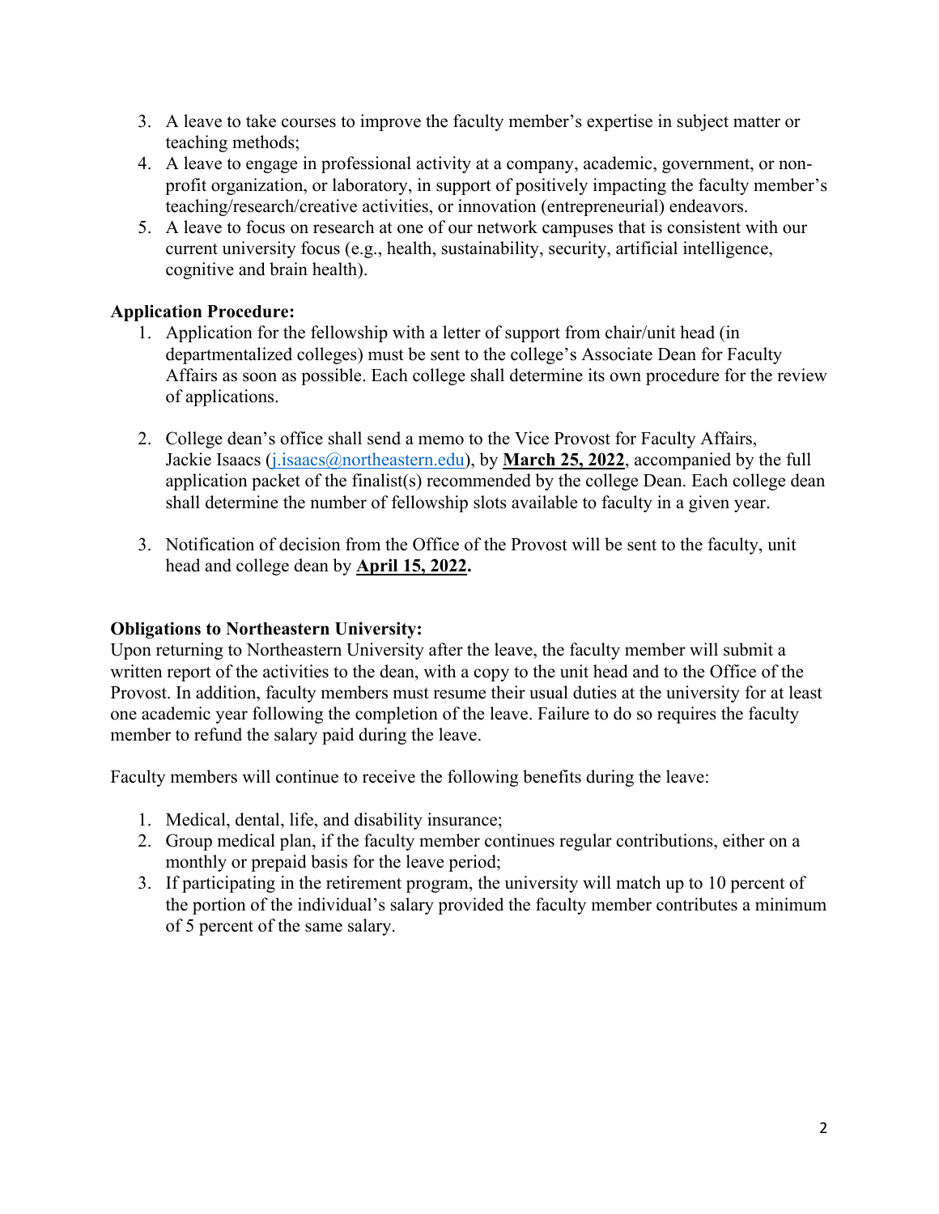3. A leave to take courses to improve the faculty member's expertise in subject matter or teaching methods;
4. A leave to engage in professional activity at a company, academic, government, or non-profit organization, or laboratory, in support of positively impacting the faculty member's teaching/research/creative activities, or innovation (entrepreneurial) endeavors.
5. A leave to focus on research at one of our network campuses that is consistent with our current university focus (e.g., health, sustainability, security, artificial intelligence, cognitive and brain health).

**Application Procedure:**

1. Application for the fellowship with a letter of support from chair/unit head (in departmentalized colleges) must be sent to the college's Associate Dean for Faculty Affairs as soon as possible. Each college shall determine its own procedure for the review of applications.

2. College dean's office shall send a memo to the Vice Provost for Faculty Affairs, Jackie Isaacs (j.isaacs@northeastern.edu), by **March 25, 2022**, accompanied by the full application packet of the finalist(s) recommended by the college Dean. Each college dean shall determine the number of fellowship slots available to faculty in a given year.

3. Notification of decision from the Office of the Provost will be sent to the faculty, unit head and college dean by **April 15, 2022.**

**Obligations to Northeastern University:**

Upon returning to Northeastern University after the leave, the faculty member will submit a written report of the activities to the dean, with a copy to the unit head and to the Office of the Provost. In addition, faculty members must resume their usual duties at the university for at least one academic year following the completion of the leave. Failure to do so requires the faculty member to refund the salary paid during the leave.

Faculty members will continue to receive the following benefits during the leave:

1. Medical, dental, life, and disability insurance;
2. Group medical plan, if the faculty member continues regular contributions, either on a monthly or prepaid basis for the leave period;
3. If participating in the retirement program, the university will match up to 10 percent of the portion of the individual's salary provided the faculty member contributes a minimum of 5 percent of the same salary.